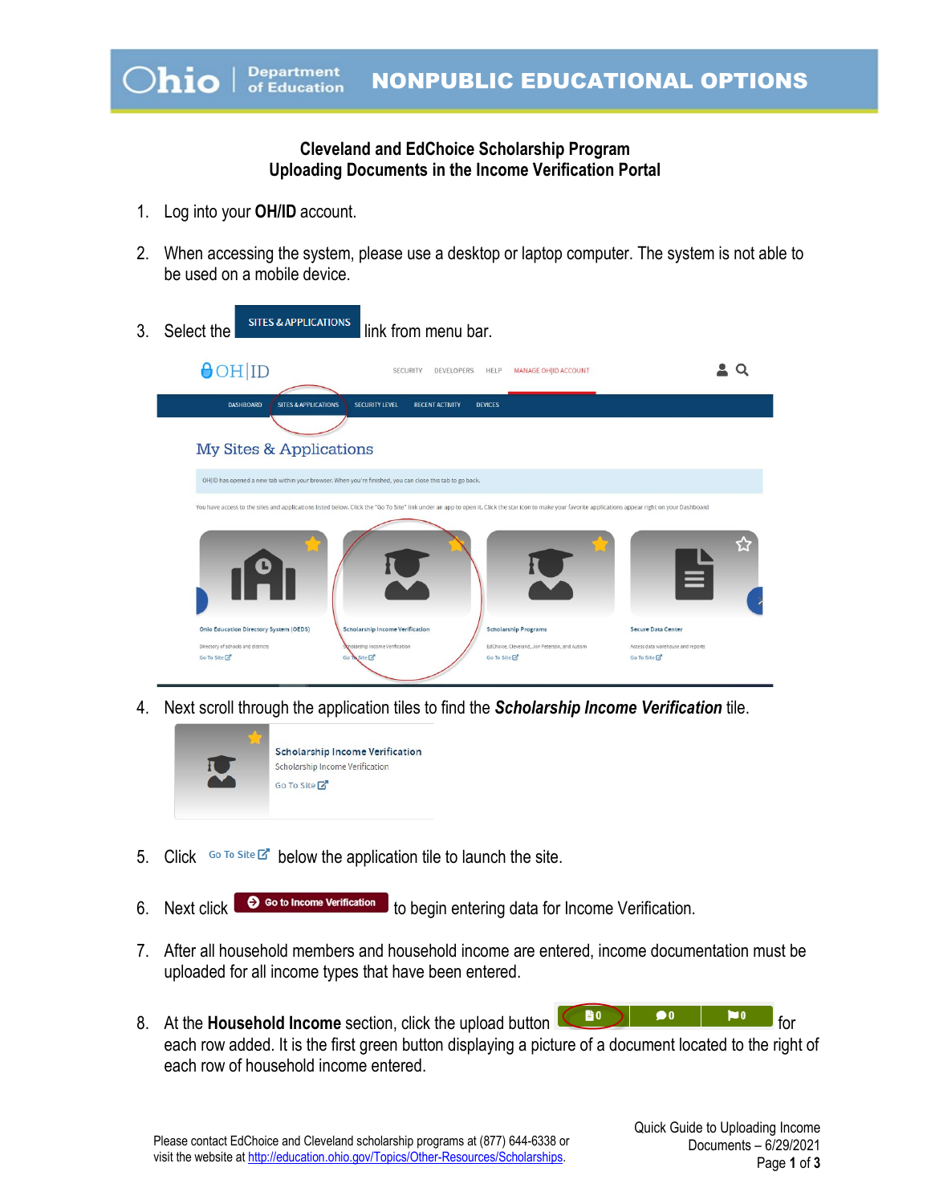NONPUBLIC EDUCATIONAL OPTIONS

## Cleveland and EdChoice Scholarship Program
## Uploading Documents in the Income Verification Portal

1. Log into your **OH/ID** account.

2. When accessing the system, please use a desktop or laptop computer. The system is not able to be used on a mobile device.

3. Select the SITES & APPLICATIONS link from menu bar.

4. Next scroll through the application tiles to find the ***Scholarship Income Verification*** tile.

5. Click Go To Site below the application tile to launch the site.

6. Next click Go to Income Verification to begin entering data for Income Verification.

7. After all household members and household income are entered, income documentation must be uploaded for all income types that have been entered.

8. At the **Household Income** section, click the upload button for each row added. It is the first green button displaying a picture of a document located to the right of each row of household income entered.

Please contact EdChoice and Cleveland scholarship programs at (877) 644-6338 or visit the website at http://education.ohio.gov/Topics/Other-Resources/Scholarships.

Quick Guide to Uploading Income Documents – 6/29/2021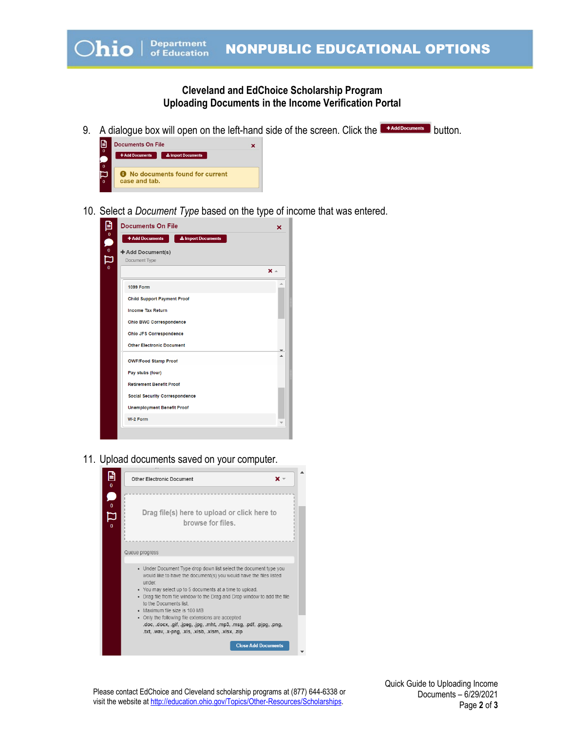**Cleveland and EdChoice Scholarship Program**
**Uploading Documents in the Income Verification Portal**

9. A dialogue box will open on the left-hand side of the screen. Click the **+Add Documents** button.

10. Select a *Document Type* based on the type of income that was entered.

11. Upload documents saved on your computer.

Please contact EdChoice and Cleveland scholarship programs at (877) 644-6338 or visit the website at [http://education.ohio.gov/Topics/Other-Resources/Scholarships](http://education.ohio.gov/Topics/Other-Resources/Scholarships).

Quick Guide to Uploading Income Documents – 6/29/2021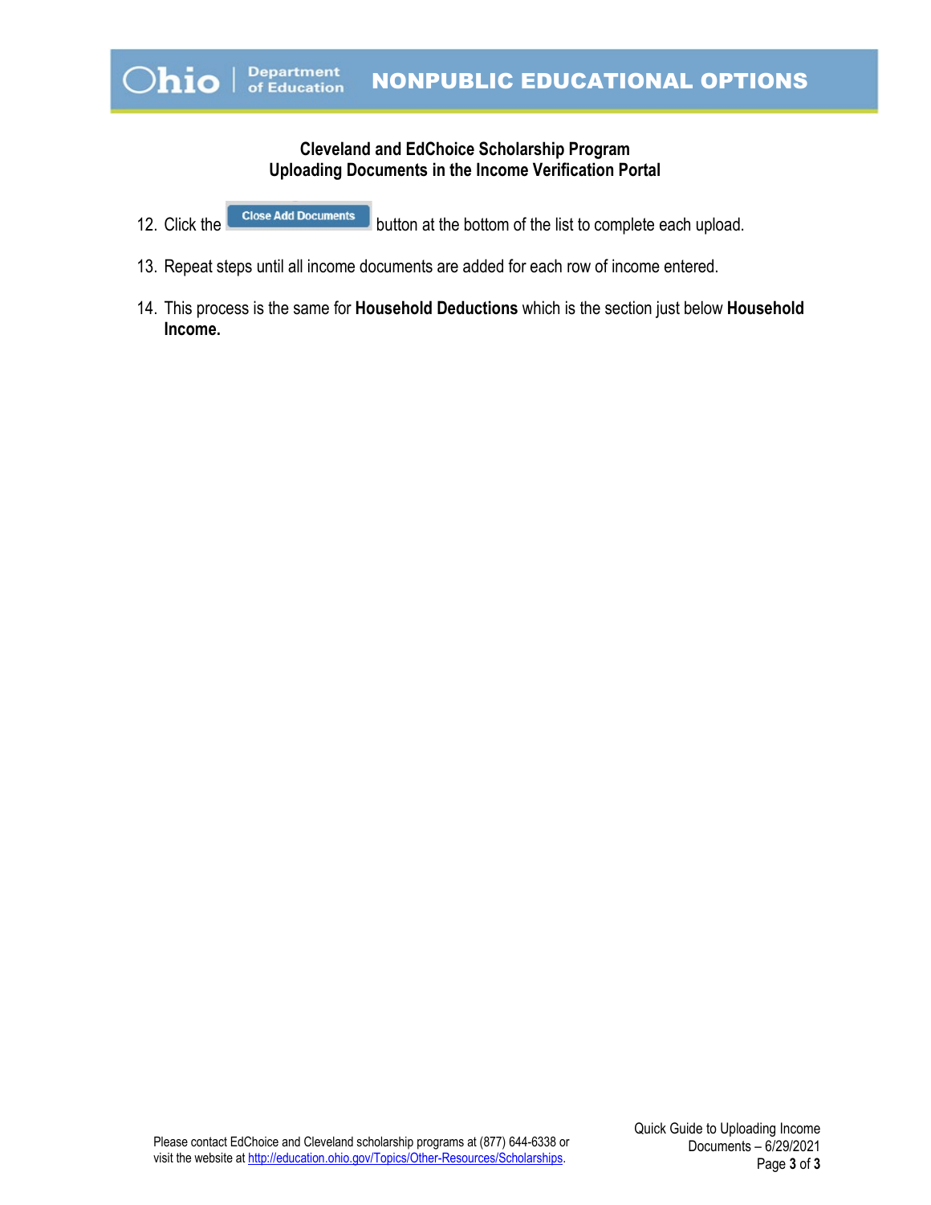**Cleveland and EdChoice Scholarship Program**
**Uploading Documents in the Income Verification Portal**

12. Click the Close Add Documents button at the bottom of the list to complete each upload.
13. Repeat steps until all income documents are added for each row of income entered.
14. This process is the same for **Household Deductions** which is the section just below **Household Income.**

Please contact EdChoice and Cleveland scholarship programs at (877) 644-6338 or visit the website at http://education.ohio.gov/Topics/Other-Resources/Scholarships.